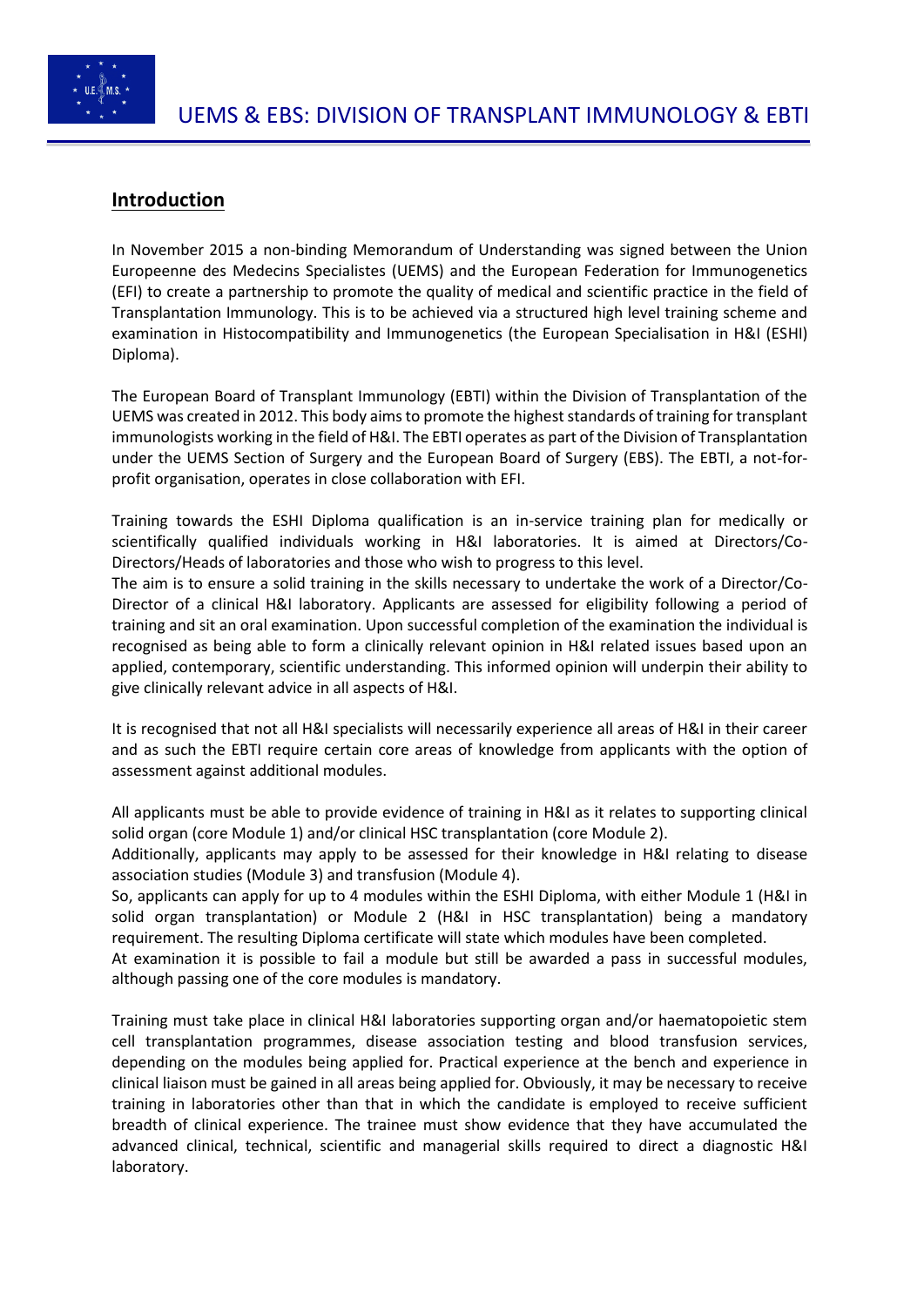## Introduction

In November 2015 a non-binding Memorandum of Understanding was signed between the Union Europeenne des Medecins Specialistes (UEMS) and the European Federation for Immunogenetics (EFI) to create a partnership to promote the quality of medical and scientific practice in the field of Transplantation Immunology. This is to be achieved via a structured high level training scheme and examination in Histocompatibility and Immunogenetics (the European Specialisation in H&I (ESHI) Diploma).

The European Board of Transplant Immunology (EBTI) within the Division of Transplantation of the UEMS was created in 2012. This body aims to promote the highest standards of training for transplant immunologists working in the field of H&I. The EBTI operates as part of the Division of Transplantation under the UEMS Section of Surgery and the European Board of Surgery (EBS). The EBTI, a not-for-profit organisation, operates in close collaboration with EFI.

Training towards the ESHI Diploma qualification is an in-service training plan for medically or scientifically qualified individuals working in H&I laboratories. It is aimed at Directors/Co-Directors/Heads of laboratories and those who wish to progress to this level.
The aim is to ensure a solid training in the skills necessary to undertake the work of a Director/Co-Director of a clinical H&I laboratory. Applicants are assessed for eligibility following a period of training and sit an oral examination. Upon successful completion of the examination the individual is recognised as being able to form a clinically relevant opinion in H&I related issues based upon an applied, contemporary, scientific understanding. This informed opinion will underpin their ability to give clinically relevant advice in all aspects of H&I.

It is recognised that not all H&I specialists will necessarily experience all areas of H&I in their career and as such the EBTI require certain core areas of knowledge from applicants with the option of assessment against additional modules.

All applicants must be able to provide evidence of training in H&I as it relates to supporting clinical solid organ (core Module 1) and/or clinical HSC transplantation (core Module 2).
Additionally, applicants may apply to be assessed for their knowledge in H&I relating to disease association studies (Module 3) and transfusion (Module 4).
So, applicants can apply for up to 4 modules within the ESHI Diploma, with either Module 1 (H&I in solid organ transplantation) or Module 2 (H&I in HSC transplantation) being a mandatory requirement. The resulting Diploma certificate will state which modules have been completed.
At examination it is possible to fail a module but still be awarded a pass in successful modules, although passing one of the core modules is mandatory.

Training must take place in clinical H&I laboratories supporting organ and/or haematopoietic stem cell transplantation programmes, disease association testing and blood transfusion services, depending on the modules being applied for. Practical experience at the bench and experience in clinical liaison must be gained in all areas being applied for. Obviously, it may be necessary to receive training in laboratories other than that in which the candidate is employed to receive sufficient breadth of clinical experience. The trainee must show evidence that they have accumulated the advanced clinical, technical, scientific and managerial skills required to direct a diagnostic H&I laboratory.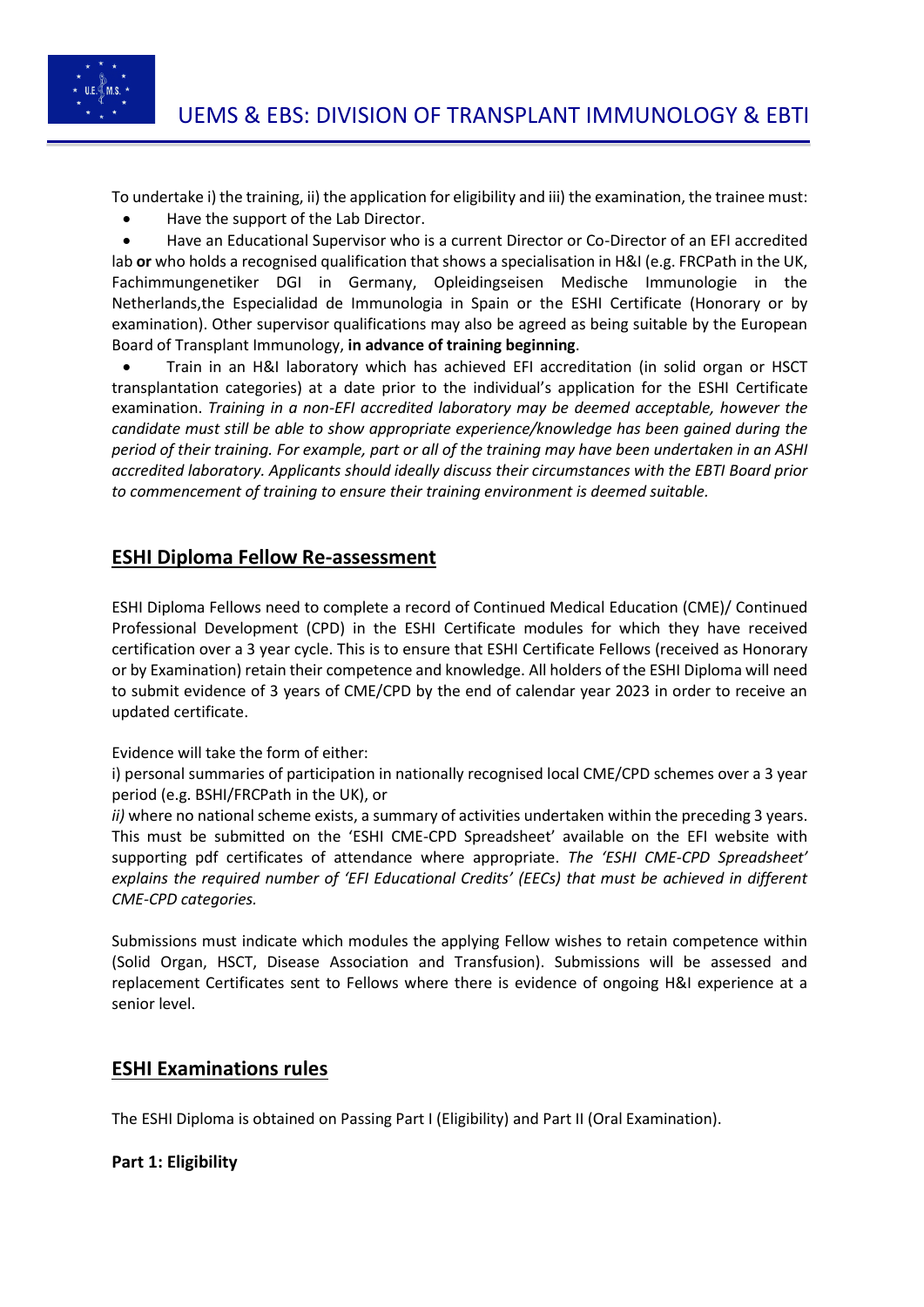To undertake i) the training, ii) the application for eligibility and iii) the examination, the trainee must:

- Have the support of the Lab Director.
- Have an Educational Supervisor who is a current Director or Co-Director of an EFI accredited lab **or** who holds a recognised qualification that shows a specialisation in H&I (e.g. FRCPath in the UK, Fachimmungenetiker DGI in Germany, Opleidingseisen Medische Immunologie in the Netherlands,the Especialidad de Immunologia in Spain or the ESHI Certificate (Honorary or by examination). Other supervisor qualifications may also be agreed as being suitable by the European Board of Transplant Immunology, **in advance of training beginning**.
- Train in an H&I laboratory which has achieved EFI accreditation (in solid organ or HSCT transplantation categories) at a date prior to the individual's application for the ESHI Certificate examination. *Training in a non-EFI accredited laboratory may be deemed acceptable, however the candidate must still be able to show appropriate experience/knowledge has been gained during the period of their training. For example, part or all of the training may have been undertaken in an ASHI accredited laboratory. Applicants should ideally discuss their circumstances with the EBTI Board prior to commencement of training to ensure their training environment is deemed suitable.*

## ESHI Diploma Fellow Re-assessment

ESHI Diploma Fellows need to complete a record of Continued Medical Education (CME)/ Continued Professional Development (CPD) in the ESHI Certificate modules for which they have received certification over a 3 year cycle. This is to ensure that ESHI Certificate Fellows (received as Honorary or by Examination) retain their competence and knowledge. All holders of the ESHI Diploma will need to submit evidence of 3 years of CME/CPD by the end of calendar year 2023 in order to receive an updated certificate.

Evidence will take the form of either:

i) personal summaries of participation in nationally recognised local CME/CPD schemes over a 3 year period (e.g. BSHI/FRCPath in the UK), or

*ii)* where no national scheme exists, a summary of activities undertaken within the preceding 3 years. This must be submitted on the 'ESHI CME-CPD Spreadsheet' available on the EFI website with supporting pdf certificates of attendance where appropriate. *The 'ESHI CME-CPD Spreadsheet' explains the required number of 'EFI Educational Credits' (EECs) that must be achieved in different CME-CPD categories.*

Submissions must indicate which modules the applying Fellow wishes to retain competence within (Solid Organ, HSCT, Disease Association and Transfusion). Submissions will be assessed and replacement Certificates sent to Fellows where there is evidence of ongoing H&I experience at a senior level.

## ESHI Examinations rules

The ESHI Diploma is obtained on Passing Part I (Eligibility) and Part II (Oral Examination).

**Part 1: Eligibility**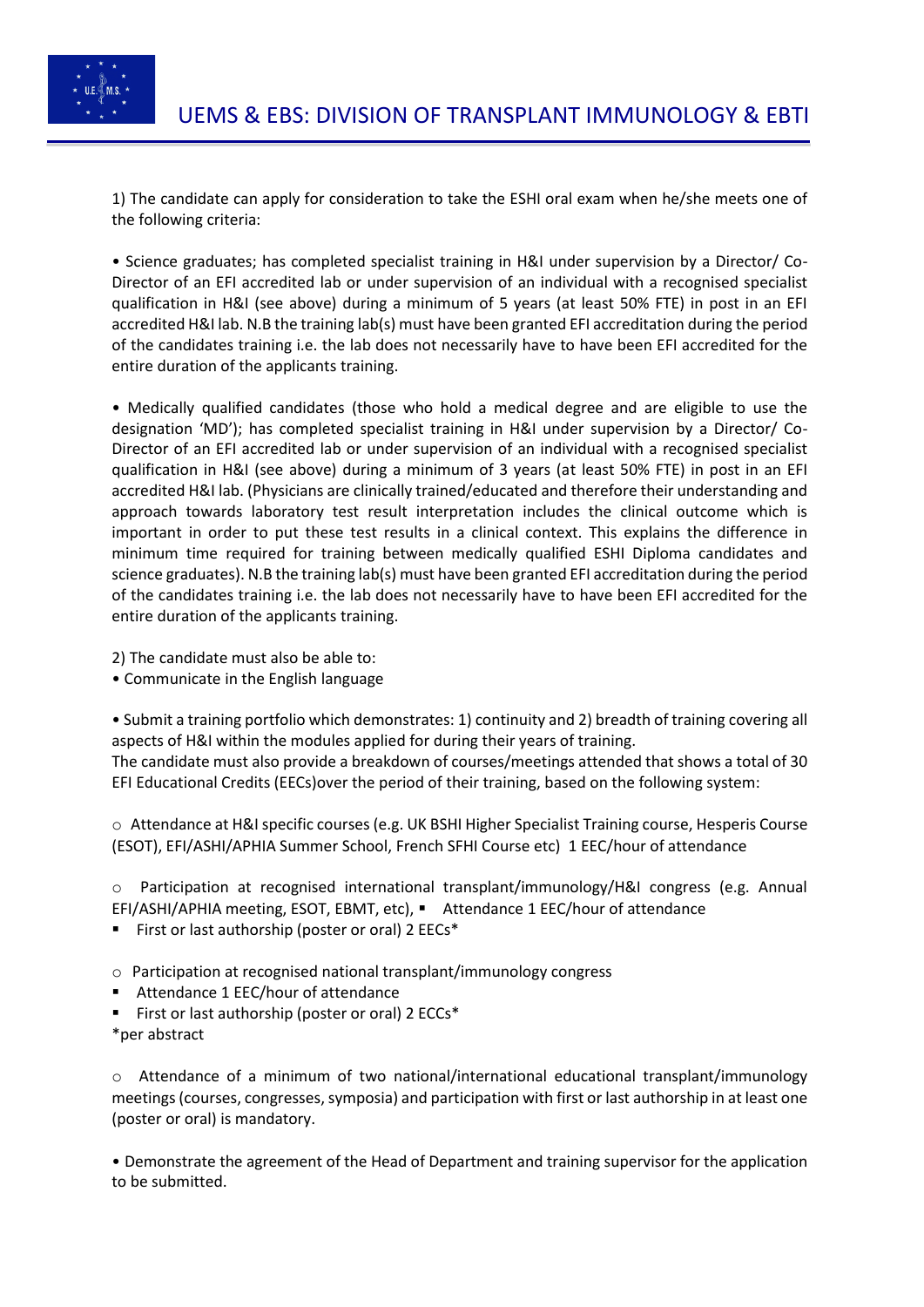1) The candidate can apply for consideration to take the ESHI oral exam when he/she meets one of the following criteria:

• Science graduates; has completed specialist training in H&I under supervision by a Director/ Co-Director of an EFI accredited lab or under supervision of an individual with a recognised specialist qualification in H&I (see above) during a minimum of 5 years (at least 50% FTE) in post in an EFI accredited H&I lab. N.B the training lab(s) must have been granted EFI accreditation during the period of the candidates training i.e. the lab does not necessarily have to have been EFI accredited for the entire duration of the applicants training.

• Medically qualified candidates (those who hold a medical degree and are eligible to use the designation 'MD'); has completed specialist training in H&I under supervision by a Director/ Co-Director of an EFI accredited lab or under supervision of an individual with a recognised specialist qualification in H&I (see above) during a minimum of 3 years (at least 50% FTE) in post in an EFI accredited H&I lab. (Physicians are clinically trained/educated and therefore their understanding and approach towards laboratory test result interpretation includes the clinical outcome which is important in order to put these test results in a clinical context. This explains the difference in minimum time required for training between medically qualified ESHI Diploma candidates and science graduates). N.B the training lab(s) must have been granted EFI accreditation during the period of the candidates training i.e. the lab does not necessarily have to have been EFI accredited for the entire duration of the applicants training.

2) The candidate must also be able to:
• Communicate in the English language

• Submit a training portfolio which demonstrates: 1) continuity and 2) breadth of training covering all aspects of H&I within the modules applied for during their years of training.
The candidate must also provide a breakdown of courses/meetings attended that shows a total of 30 EFI Educational Credits (EECs)over the period of their training, based on the following system:

○ Attendance at H&I specific courses (e.g. UK BSHI Higher Specialist Training course, Hesperis Course (ESOT), EFI/ASHI/APHIA Summer School, French SFHI Course etc) 1 EEC/hour of attendance

○ Participation at recognised international transplant/immunology/H&I congress (e.g. Annual EFI/ASHI/APHIA meeting, ESOT, EBMT, etc), ▪ Attendance 1 EEC/hour of attendance
- First or last authorship (poster or oral) 2 EECs*

○ Participation at recognised national transplant/immunology congress
- Attendance 1 EEC/hour of attendance
- First or last authorship (poster or oral) 2 ECCs*

*per abstract

○ Attendance of a minimum of two national/international educational transplant/immunology meetings (courses, congresses, symposia) and participation with first or last authorship in at least one (poster or oral) is mandatory.

• Demonstrate the agreement of the Head of Department and training supervisor for the application to be submitted.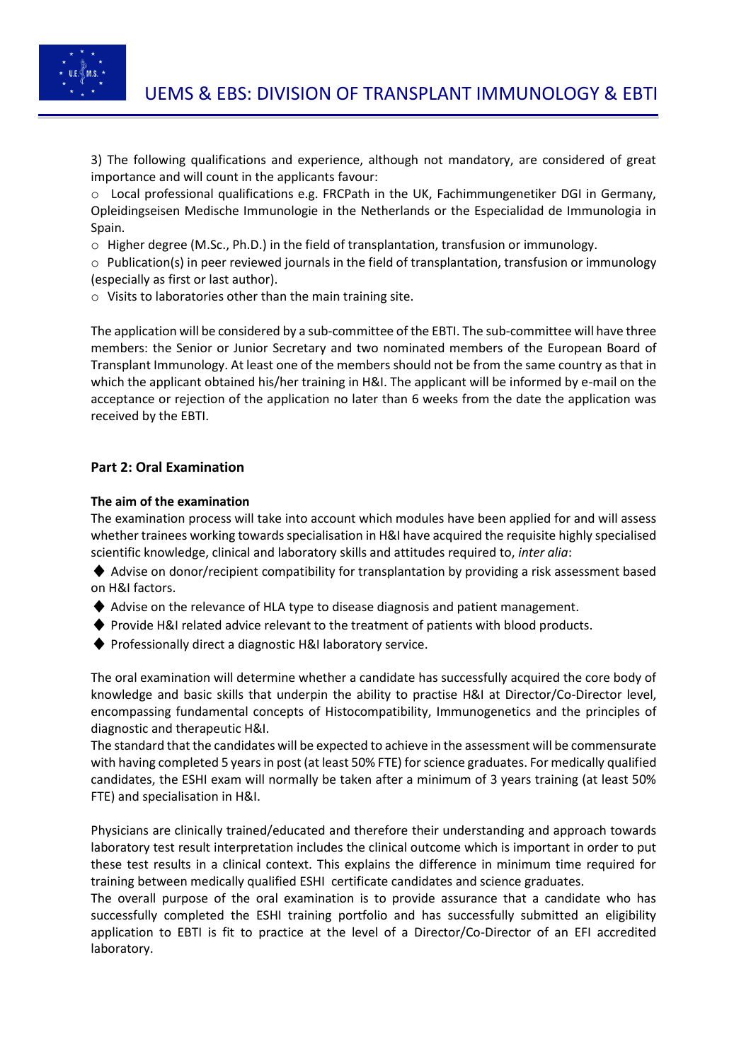3) The following qualifications and experience, although not mandatory, are considered of great importance and will count in the applicants favour:

- Local professional qualifications e.g. FRCPath in the UK, Fachimmungenetiker DGI in Germany, Opleidingseisen Medische Immunologie in the Netherlands or the Especialidad de Immunologia in Spain.
- Higher degree (M.Sc., Ph.D.) in the field of transplantation, transfusion or immunology.
- Publication(s) in peer reviewed journals in the field of transplantation, transfusion or immunology (especially as first or last author).
- Visits to laboratories other than the main training site.

The application will be considered by a sub-committee of the EBTI. The sub-committee will have three members: the Senior or Junior Secretary and two nominated members of the European Board of Transplant Immunology. At least one of the members should not be from the same country as that in which the applicant obtained his/her training in H&I. The applicant will be informed by e-mail on the acceptance or rejection of the application no later than 6 weeks from the date the application was received by the EBTI.

## Part 2: Oral Examination

### The aim of the examination

The examination process will take into account which modules have been applied for and will assess whether trainees working towards specialisation in H&I have acquired the requisite highly specialised scientific knowledge, clinical and laboratory skills and attitudes required to, *inter alia*:

- Advise on donor/recipient compatibility for transplantation by providing a risk assessment based on H&I factors.
- Advise on the relevance of HLA type to disease diagnosis and patient management.
- Provide H&I related advice relevant to the treatment of patients with blood products.
- Professionally direct a diagnostic H&I laboratory service.

The oral examination will determine whether a candidate has successfully acquired the core body of knowledge and basic skills that underpin the ability to practise H&I at Director/Co-Director level, encompassing fundamental concepts of Histocompatibility, Immunogenetics and the principles of diagnostic and therapeutic H&I.

The standard that the candidates will be expected to achieve in the assessment will be commensurate with having completed 5 years in post (at least 50% FTE) for science graduates. For medically qualified candidates, the ESHI exam will normally be taken after a minimum of 3 years training (at least 50% FTE) and specialisation in H&I.

Physicians are clinically trained/educated and therefore their understanding and approach towards laboratory test result interpretation includes the clinical outcome which is important in order to put these test results in a clinical context. This explains the difference in minimum time required for training between medically qualified ESHI certificate candidates and science graduates.

The overall purpose of the oral examination is to provide assurance that a candidate who has successfully completed the ESHI training portfolio and has successfully submitted an eligibility application to EBTI is fit to practice at the level of a Director/Co-Director of an EFI accredited laboratory.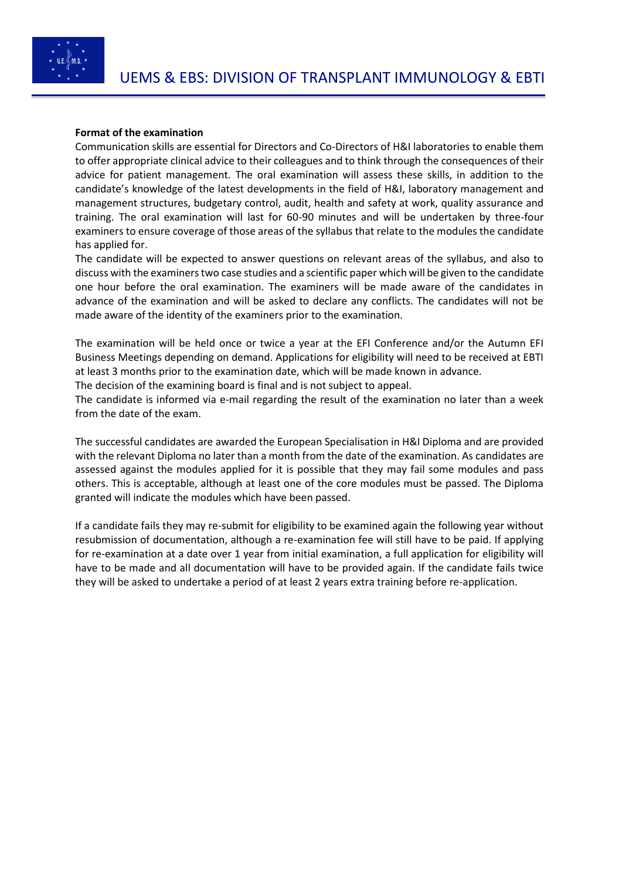**Format of the examination**

Communication skills are essential for Directors and Co-Directors of H&I laboratories to enable them to offer appropriate clinical advice to their colleagues and to think through the consequences of their advice for patient management. The oral examination will assess these skills, in addition to the candidate's knowledge of the latest developments in the field of H&I, laboratory management and management structures, budgetary control, audit, health and safety at work, quality assurance and training. The oral examination will last for 60-90 minutes and will be undertaken by three-four examiners to ensure coverage of those areas of the syllabus that relate to the modules the candidate has applied for.

The candidate will be expected to answer questions on relevant areas of the syllabus, and also to discuss with the examiners two case studies and a scientific paper which will be given to the candidate one hour before the oral examination. The examiners will be made aware of the candidates in advance of the examination and will be asked to declare any conflicts. The candidates will not be made aware of the identity of the examiners prior to the examination.

The examination will be held once or twice a year at the EFI Conference and/or the Autumn EFI Business Meetings depending on demand. Applications for eligibility will need to be received at EBTI at least 3 months prior to the examination date, which will be made known in advance.

The decision of the examining board is final and is not subject to appeal.

The candidate is informed via e-mail regarding the result of the examination no later than a week from the date of the exam.

The successful candidates are awarded the European Specialisation in H&I Diploma and are provided with the relevant Diploma no later than a month from the date of the examination. As candidates are assessed against the modules applied for it is possible that they may fail some modules and pass others. This is acceptable, although at least one of the core modules must be passed. The Diploma granted will indicate the modules which have been passed.

If a candidate fails they may re-submit for eligibility to be examined again the following year without resubmission of documentation, although a re-examination fee will still have to be paid. If applying for re-examination at a date over 1 year from initial examination, a full application for eligibility will have to be made and all documentation will have to be provided again. If the candidate fails twice they will be asked to undertake a period of at least 2 years extra training before re-application.